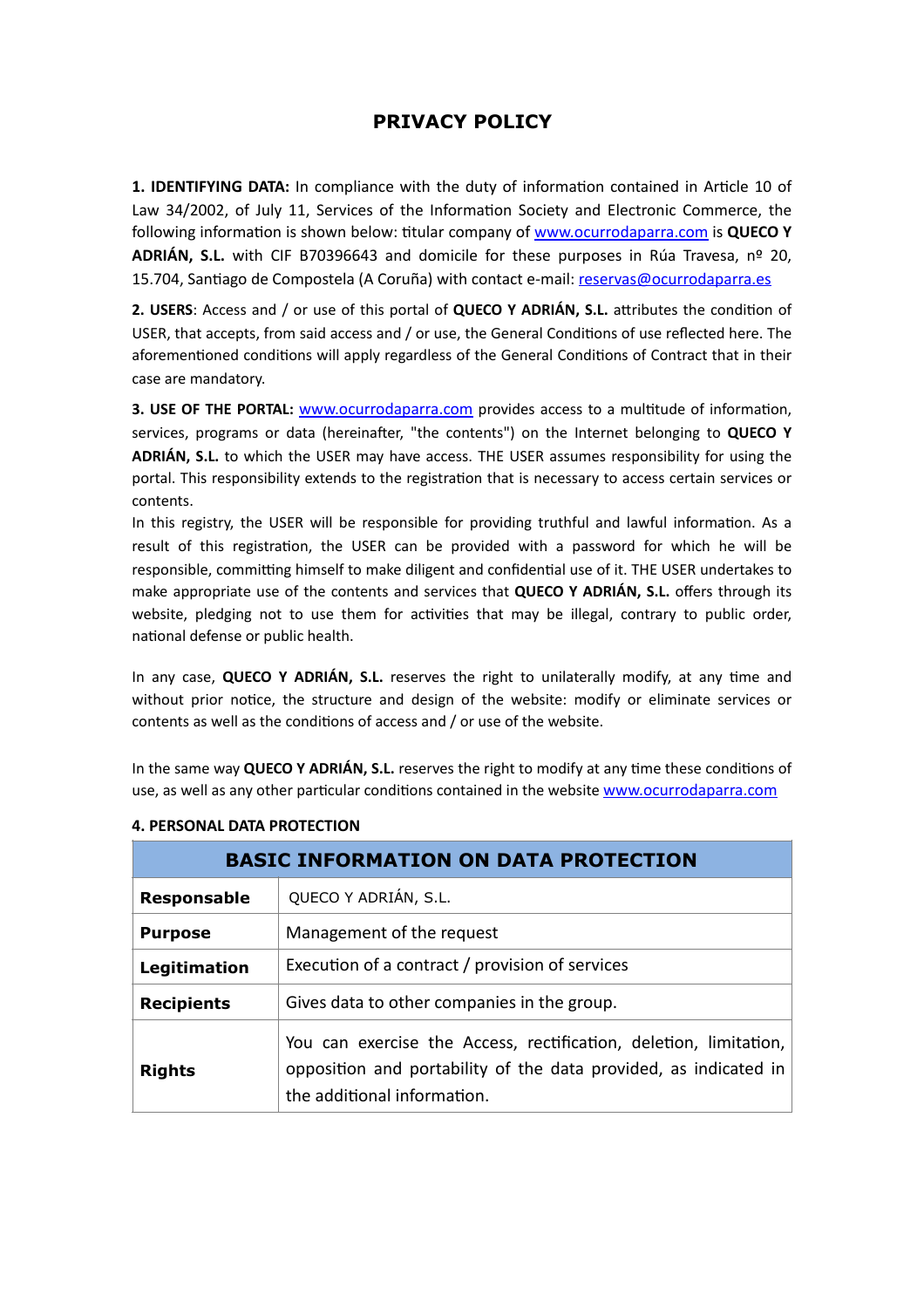# PRIVACY POLICY

**1. IDENTIFYING DATA:** In compliance with the duty of information contained in Article 10 of Law 34/2002, of July 11, Services of the Information Society and Electronic Commerce, the following information is shown below: titular company of www.ocurrodaparra.com is **QUECO Y ADRIÁN, S.L.** with CIF B70396643 and domicile for these purposes in Rúa Travesa, nº 20, 15.704, Santiago de Compostela (A Coruña) with contact e-mail: reservas@ocurrodaparra.es

**2. USERS**: Access and / or use of this portal of **QUECO Y ADRIÁN, S.L.** attributes the condition of USER, that accepts, from said access and / or use, the General Conditions of use reflected here. The aforementioned conditions will apply regardless of the General Conditions of Contract that in their case are mandatory.

**3. USE OF THE PORTAL:** www.ocurrodaparra.com provides access to a multitude of information, services, programs or data (hereinafter, "the contents") on the Internet belonging to **QUECO Y ADRIÁN, S.L.** to which the USER may have access. THE USER assumes responsibility for using the portal. This responsibility extends to the registration that is necessary to access certain services or contents.
In this registry, the USER will be responsible for providing truthful and lawful information. As a result of this registration, the USER can be provided with a password for which he will be responsible, committing himself to make diligent and confidential use of it. THE USER undertakes to make appropriate use of the contents and services that **QUECO Y ADRIÁN, S.L.** offers through its website, pledging not to use them for activities that may be illegal, contrary to public order, national defense or public health.

In any case, **QUECO Y ADRIÁN, S.L.** reserves the right to unilaterally modify, at any time and without prior notice, the structure and design of the website: modify or eliminate services or contents as well as the conditions of access and / or use of the website.

In the same way **QUECO Y ADRIÁN, S.L.** reserves the right to modify at any time these conditions of use, as well as any other particular conditions contained in the website www.ocurrodaparra.com

**4. PERSONAL DATA PROTECTION**

| BASIC INFORMATION ON DATA PROTECTION | |
|---|---|
| **Responsable** | QUECO Y ADRIÁN, S.L. |
| **Purpose** | Management of the request |
| **Legitimation** | Execution of a contract / provision of services |
| **Recipients** | Gives data to other companies in the group. |
| **Rights** | You can exercise the Access, rectification, deletion, limitation, opposition and portability of the data provided, as indicated in the additional information. |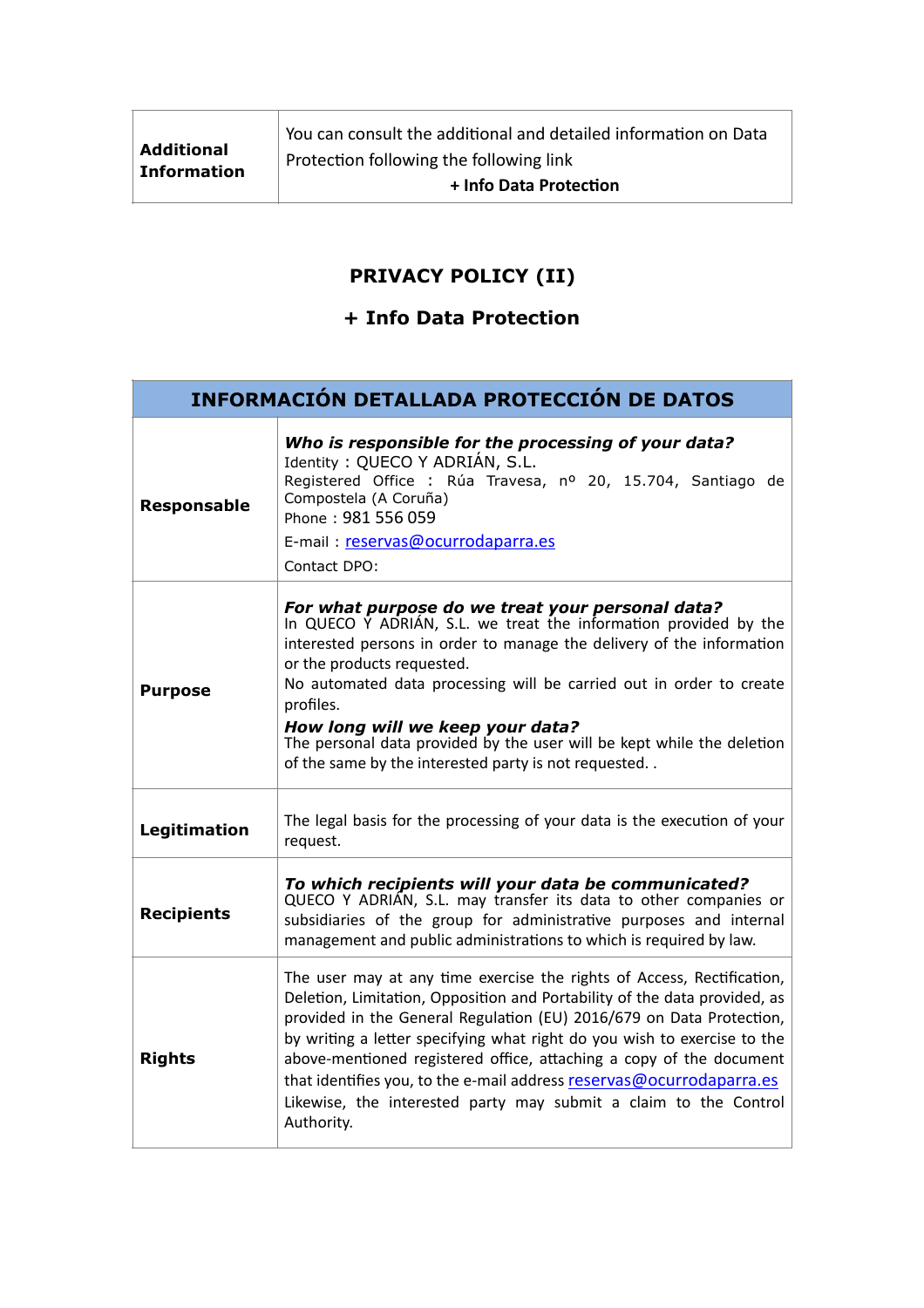| **Additional Information** | You can consult the additional and detailed information on Data Protection following the following link<br>**+ Info Data Protection** |
|---|---|

## PRIVACY POLICY (II)

## + Info Data Protection

| **INFORMACIÓN DETALLADA PROTECCIÓN DE DATOS** | |
|---|---|
| **Responsable** | ***Who is responsible for the processing of your data?***<br>Identity : QUECO Y ADRIÁN, S.L.<br>Registered Office : Rúa Travesa, nº 20, 15.704, Santiago de Compostela (A Coruña)<br>Phone : 981 556 059<br>E-mail : reservas@ocurrodaparra.es<br>Contact DPO: |
| **Purpose** | ***For what purpose do we treat your personal data?***<br>In QUECO Y ADRIÁN, S.L. we treat the information provided by the interested persons in order to manage the delivery of the information or the products requested.<br>No automated data processing will be carried out in order to create profiles.<br>***How long will we keep your data?***<br>The personal data provided by the user will be kept while the deletion of the same by the interested party is not requested. . |
| **Legitimation** | The legal basis for the processing of your data is the execution of your request. |
| **Recipients** | ***To which recipients will your data be communicated?***<br>QUECO Y ADRIÁN, S.L. may transfer its data to other companies or subsidiaries of the group for administrative purposes and internal management and public administrations to which is required by law. |
| **Rights** | The user may at any time exercise the rights of Access, Rectification, Deletion, Limitation, Opposition and Portability of the data provided, as provided in the General Regulation (EU) 2016/679 on Data Protection, by writing a letter specifying what right do you wish to exercise to the above-mentioned registered office, attaching a copy of the document that identifies you, to the e-mail address reservas@ocurrodaparra.es<br>Likewise, the interested party may submit a claim to the Control Authority. |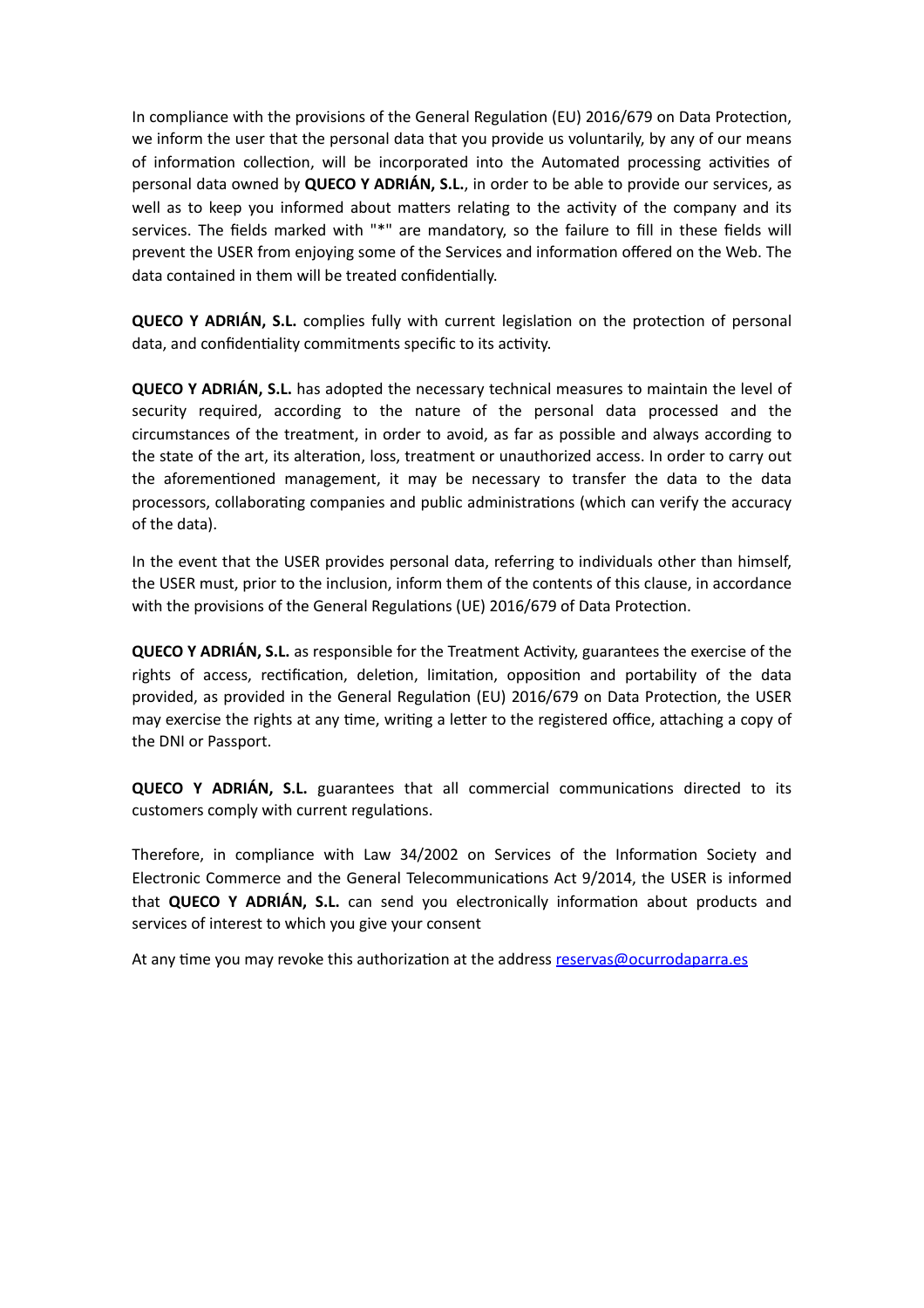In compliance with the provisions of the General Regulation (EU) 2016/679 on Data Protection, we inform the user that the personal data that you provide us voluntarily, by any of our means of information collection, will be incorporated into the Automated processing activities of personal data owned by **QUECO Y ADRIÁN, S.L.**, in order to be able to provide our services, as well as to keep you informed about matters relating to the activity of the company and its services. The fields marked with "*" are mandatory, so the failure to fill in these fields will prevent the USER from enjoying some of the Services and information offered on the Web. The data contained in them will be treated confidentially.

**QUECO Y ADRIÁN, S.L.** complies fully with current legislation on the protection of personal data, and confidentiality commitments specific to its activity.

**QUECO Y ADRIÁN, S.L.** has adopted the necessary technical measures to maintain the level of security required, according to the nature of the personal data processed and the circumstances of the treatment, in order to avoid, as far as possible and always according to the state of the art, its alteration, loss, treatment or unauthorized access. In order to carry out the aforementioned management, it may be necessary to transfer the data to the data processors, collaborating companies and public administrations (which can verify the accuracy of the data).

In the event that the USER provides personal data, referring to individuals other than himself, the USER must, prior to the inclusion, inform them of the contents of this clause, in accordance with the provisions of the General Regulations (UE) 2016/679 of Data Protection.

**QUECO Y ADRIÁN, S.L.** as responsible for the Treatment Activity, guarantees the exercise of the rights of access, rectification, deletion, limitation, opposition and portability of the data provided, as provided in the General Regulation (EU) 2016/679 on Data Protection, the USER may exercise the rights at any time, writing a letter to the registered office, attaching a copy of the DNI or Passport.

**QUECO Y ADRIÁN, S.L.** guarantees that all commercial communications directed to its customers comply with current regulations.

Therefore, in compliance with Law 34/2002 on Services of the Information Society and Electronic Commerce and the General Telecommunications Act 9/2014, the USER is informed that **QUECO Y ADRIÁN, S.L.** can send you electronically information about products and services of interest to which you give your consent

At any time you may revoke this authorization at the address [reservas@ocurrodaparra.es](mailto:reservas@ocurrodaparra.es)